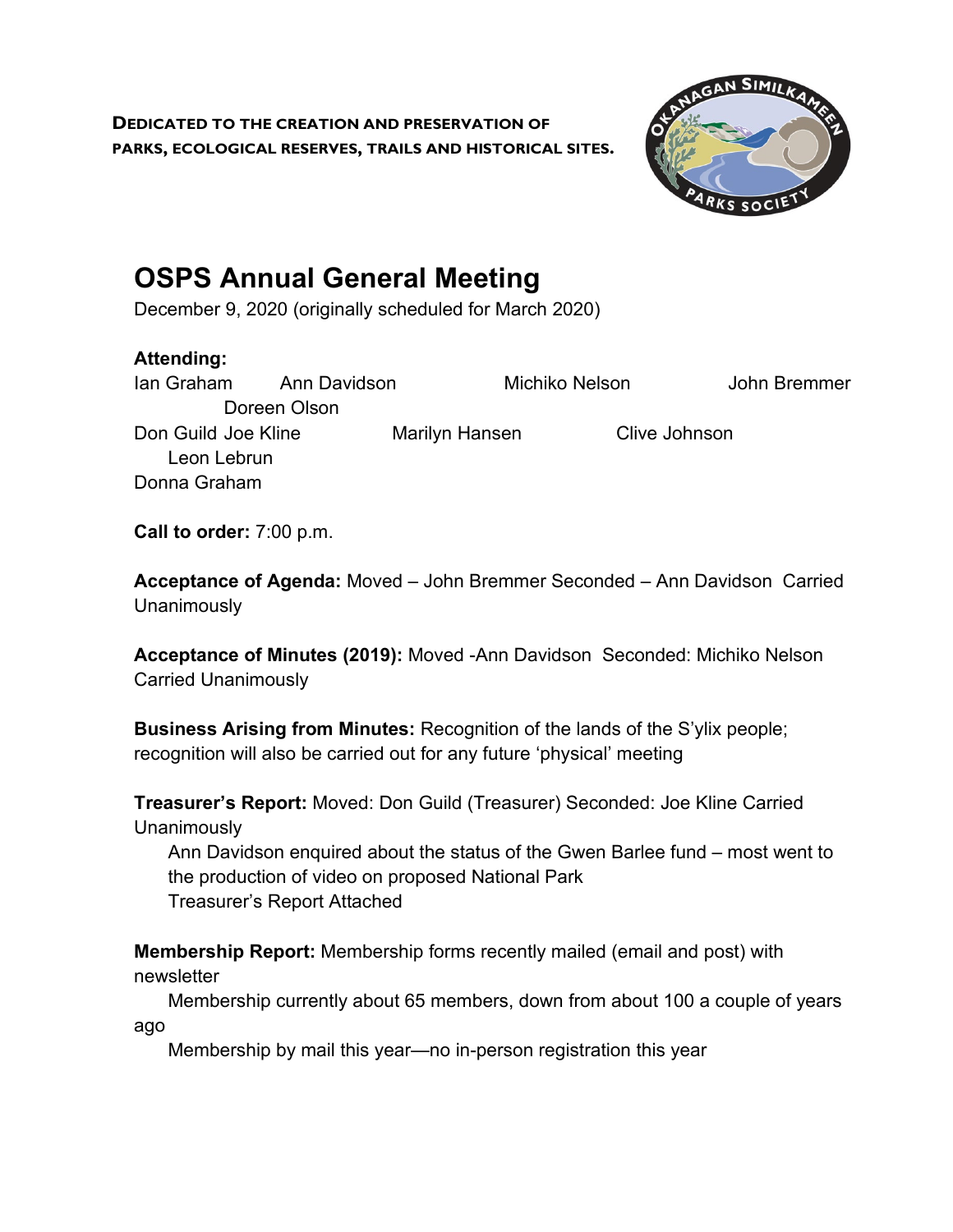**DEDICATED TO THE CREATION AND PRESERVATION OF PARKS, ECOLOGICAL RESERVES, TRAILS AND HISTORICAL SITES.**

# OSPS Annual General Meeting

December 9, 2020 (originally scheduled for March 2020)

**Attending:**

Ian Graham, Ann Davidson, Michiko Nelson, John Bremmer, Doreen Olson, Don Guild, Joe Kline, Marilyn Hansen, Clive Johnson, Leon Lebrun, Donna Graham

**Call to order:** 7:00 p.m.

**Acceptance of Agenda:** Moved – John Bremmer Seconded – Ann Davidson Carried Unanimously

**Acceptance of Minutes (2019):** Moved -Ann Davidson Seconded: Michiko Nelson Carried Unanimously

**Business Arising from Minutes:** Recognition of the lands of the S'ylix people; recognition will also be carried out for any future 'physical' meeting

**Treasurer's Report:** Moved: Don Guild (Treasurer) Seconded: Joe Kline Carried Unanimously

Ann Davidson enquired about the status of the Gwen Barlee fund – most went to the production of video on proposed National Park

Treasurer's Report Attached

**Membership Report:** Membership forms recently mailed (email and post) with newsletter

Membership currently about 65 members, down from about 100 a couple of years ago

Membership by mail this year—no in-person registration this year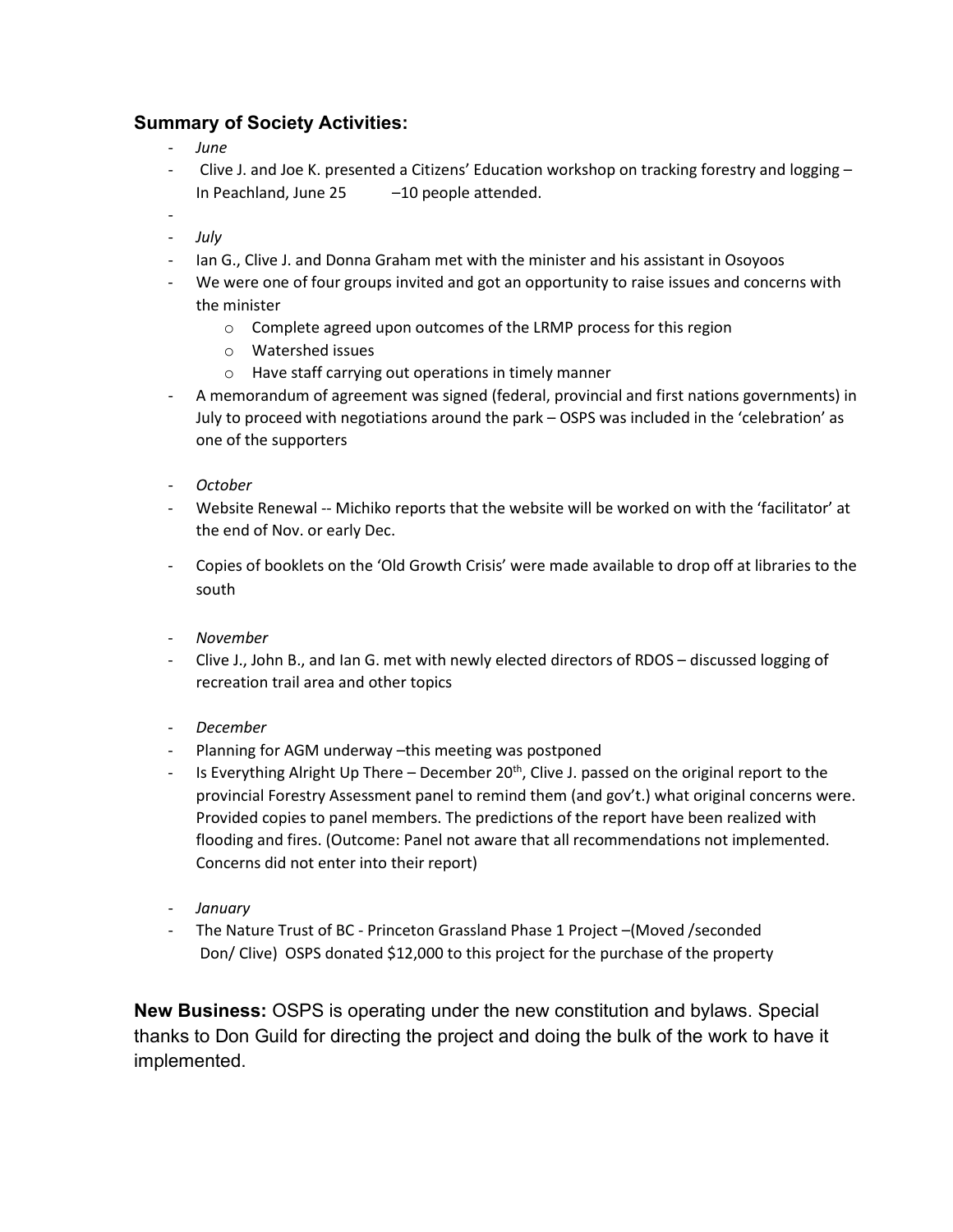### Summary of Society Activities:

- *June*
- Clive J. and Joe K. presented a Citizens' Education workshop on tracking forestry and logging – In Peachland, June 25 –10 people attended.
- 
- *July*
- Ian G., Clive J. and Donna Graham met with the minister and his assistant in Osoyoos
- We were one of four groups invited and got an opportunity to raise issues and concerns with the minister
    - Complete agreed upon outcomes of the LRMP process for this region
    - Watershed issues
    - Have staff carrying out operations in timely manner
- A memorandum of agreement was signed (federal, provincial and first nations governments) in July to proceed with negotiations around the park – OSPS was included in the 'celebration' as one of the supporters

- *October*
- Website Renewal -- Michiko reports that the website will be worked on with the 'facilitator' at the end of Nov. or early Dec.

- Copies of booklets on the 'Old Growth Crisis' were made available to drop off at libraries to the south

- *November*
- Clive J., John B., and Ian G. met with newly elected directors of RDOS – discussed logging of recreation trail area and other topics

- *December*
- Planning for AGM underway –this meeting was postponed
- Is Everything Alright Up There – December 20th, Clive J. passed on the original report to the provincial Forestry Assessment panel to remind them (and gov't.) what original concerns were. Provided copies to panel members. The predictions of the report have been realized with flooding and fires. (Outcome: Panel not aware that all recommendations not implemented. Concerns did not enter into their report)

- *January*
- The Nature Trust of BC - Princeton Grassland Phase 1 Project –(Moved /seconded Don/ Clive) OSPS donated $12,000 to this project for the purchase of the property

**New Business:** OSPS is operating under the new constitution and bylaws. Special thanks to Don Guild for directing the project and doing the bulk of the work to have it implemented.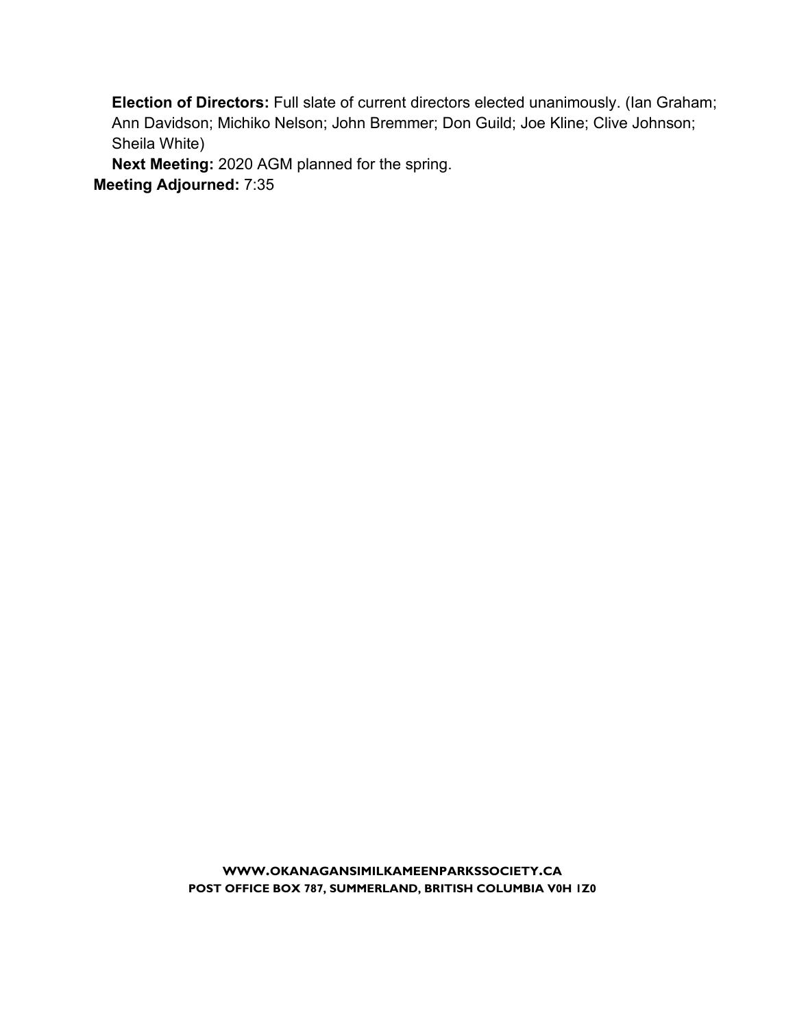**Election of Directors:** Full slate of current directors elected unanimously. (Ian Graham; Ann Davidson; Michiko Nelson; John Bremmer; Don Guild; Joe Kline; Clive Johnson; Sheila White)

**Next Meeting:** 2020 AGM planned for the spring.

**Meeting Adjourned:** 7:35

**WWW.OKANAGANSIMILKAMEENPARKSSOCIETY.CA**
**POST OFFICE BOX 787, SUMMERLAND, BRITISH COLUMBIA V0H 1Z0**